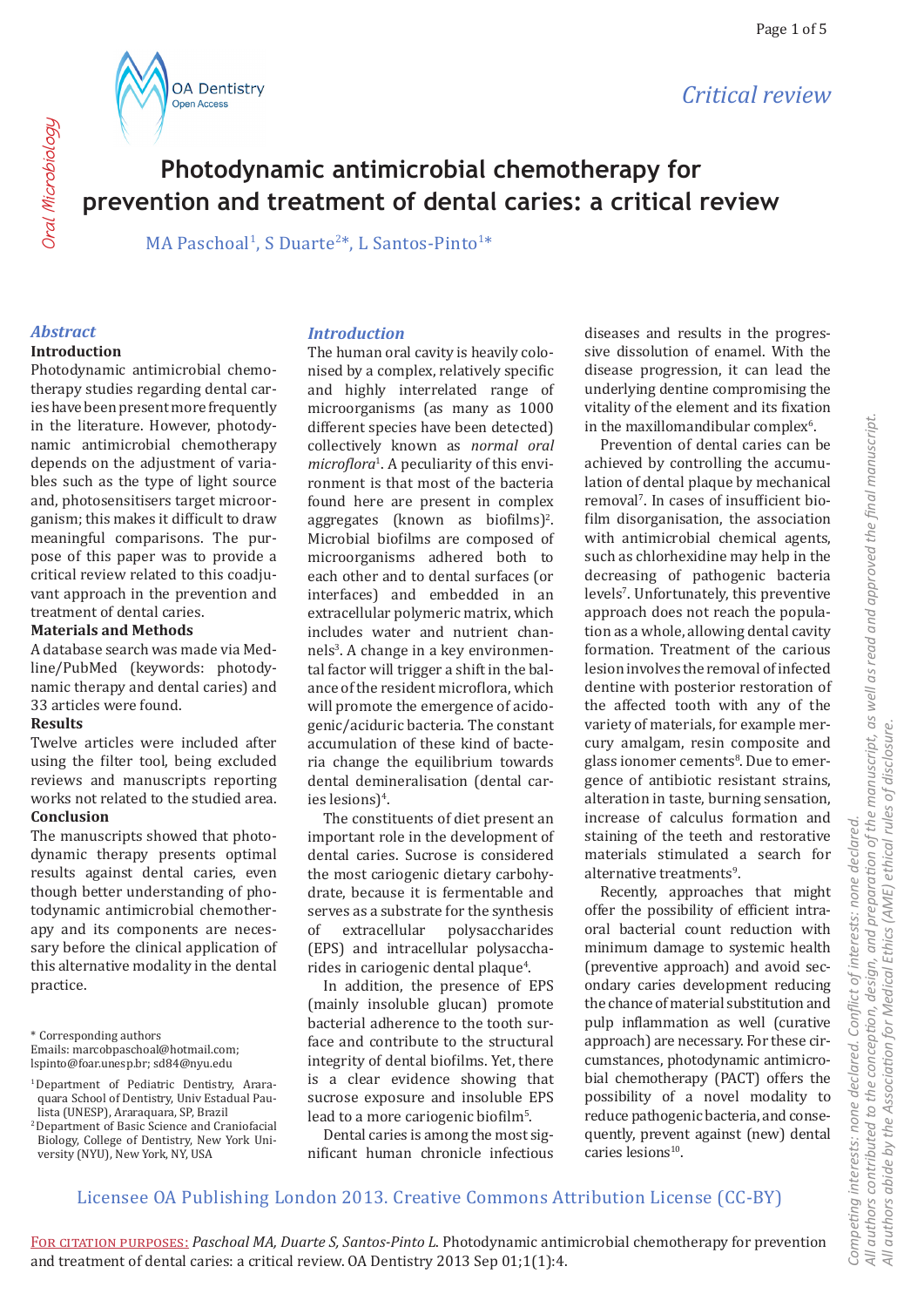Critical review

*Oral Microbiology*

# Photodynamic antimicrobial chemotherapy for prevention and treatment of dental caries: a critical review

MA Paschoal[1], S Duarte[2]*, L Santos-Pinto[1]*

## *Abstract*

**Introduction**

Photodynamic antimicrobial chemotherapy studies regarding dental caries have been present more frequently in the literature. However, photodynamic antimicrobial chemotherapy depends on the adjustment of variables such as the type of light source and, photosensitisers target microorganism; this makes it difficult to draw meaningful comparisons. The purpose of this paper was to provide a critical review related to this coadjuvant approach in the prevention and treatment of dental caries.

**Materials and Methods**

A database search was made via Medline/PubMed (keywords: photodynamic therapy and dental caries) and 33 articles were found.

**Results**

Twelve articles were included after using the filter tool, being excluded reviews and manuscripts reporting works not related to the studied area.

**Conclusion**

The manuscripts showed that photodynamic therapy presents optimal results against dental caries, even though better understanding of photodynamic antimicrobial chemotherapy and its components are necessary before the clinical application of this alternative modality in the dental practice.

\* Corresponding authors
Emails: marcobpaschoal@hotmail.com; lspinto@foar.unesp.br; sd84@nyu.edu

[1] Department of Pediatric Dentistry, Araraquara School of Dentistry, Univ Estadual Paulista (UNESP), Araraquara, SP, Brazil

[2] Department of Basic Science and Craniofacial Biology, College of Dentistry, New York University (NYU), New York, NY, USA

## *Introduction*

The human oral cavity is heavily colonised by a complex, relatively specific and highly interrelated range of microorganisms (as many as 1000 different species have been detected) collectively known as *normal oral microflora*[1]. A peculiarity of this environment is that most of the bacteria found here are present in complex aggregates (known as biofilms)[2]. Microbial biofilms are composed of microorganisms adhered both to each other and to dental surfaces (or interfaces) and embedded in an extracellular polymeric matrix, which includes water and nutrient channels[3]. A change in a key environmental factor will trigger a shift in the balance of the resident microflora, which will promote the emergence of acidogenic/aciduric bacteria. The constant accumulation of these kind of bacteria change the equilibrium towards dental demineralisation (dental caries lesions)[4].

The constituents of diet present an important role in the development of dental caries. Sucrose is considered the most cariogenic dietary carbohydrate, because it is fermentable and serves as a substrate for the synthesis of extracellular polysaccharides (EPS) and intracellular polysaccharides in cariogenic dental plaque[4].

In addition, the presence of EPS (mainly insoluble glucan) promote bacterial adherence to the tooth surface and contribute to the structural integrity of dental biofilms. Yet, there is a clear evidence showing that sucrose exposure and insoluble EPS lead to a more cariogenic biofilm[5].

Dental caries is among the most significant human chronicle infectious diseases and results in the progressive dissolution of enamel. With the disease progression, it can lead the underlying dentine compromising the vitality of the element and its fixation in the maxillomandibular complex[6].

Prevention of dental caries can be achieved by controlling the accumulation of dental plaque by mechanical removal[7]. In cases of insufficient biofilm disorganisation, the association with antimicrobial chemical agents, such as chlorhexidine may help in the decreasing of pathogenic bacteria levels[7]. Unfortunately, this preventive approach does not reach the population as a whole, allowing dental cavity formation. Treatment of the carious lesion involves the removal of infected dentine with posterior restoration of the affected tooth with any of the variety of materials, for example mercury amalgam, resin composite and glass ionomer cements[8]. Due to emergence of antibiotic resistant strains, alteration in taste, burning sensation, increase of calculus formation and staining of the teeth and restorative materials stimulated a search for alternative treatments[9].

Recently, approaches that might offer the possibility of efficient intraoral bacterial count reduction with minimum damage to systemic health (preventive approach) and avoid secondary caries development reducing the chance of material substitution and pulp inflammation as well (curative approach) are necessary. For these circumstances, photodynamic antimicrobial chemotherapy (PACT) offers the possibility of a novel modality to reduce pathogenic bacteria, and consequently, prevent against (new) dental caries lesions[10].

Licensee OA Publishing London 2013. Creative Commons Attribution License (CC-BY)

For citation purposes: *Paschoal MA, Duarte S, Santos-Pinto L*. Photodynamic antimicrobial chemotherapy for prevention and treatment of dental caries: a critical review. OA Dentistry 2013 Sep 01;1(1):4.

*Competing interests: none declared. Conflict of interests: none declared. All authors contributed to the conception, design, and preparation of the manuscript, as well as read and approved the final manuscript. All authors abide by the Association for Medical Ethics (AME) ethical rules of disclosure.*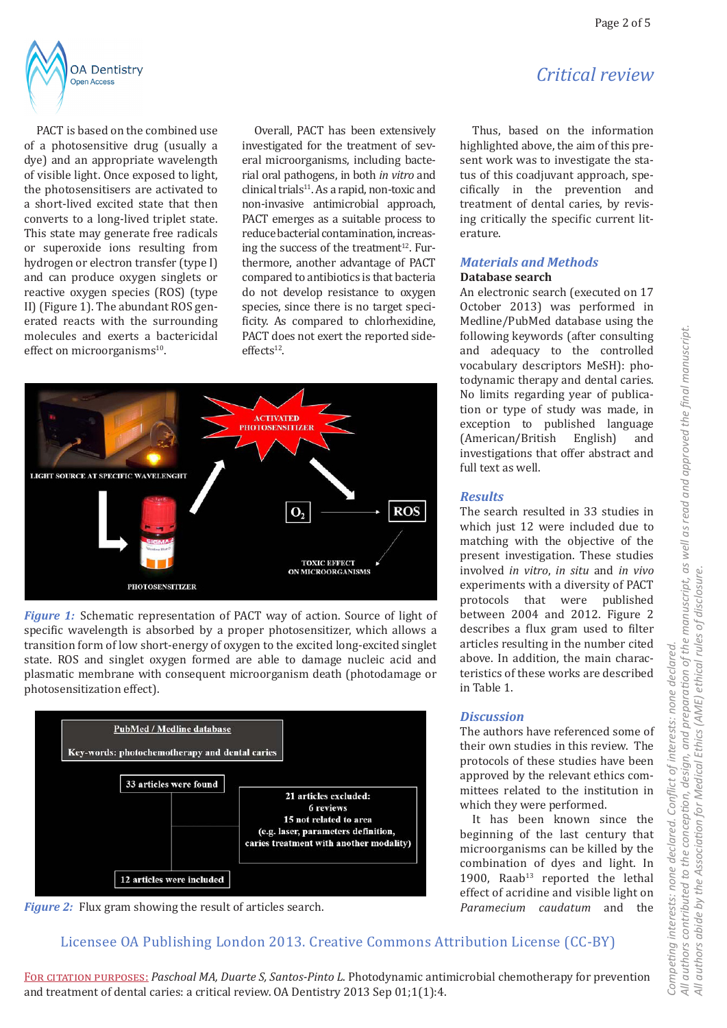PACT is based on the combined use of a photosensitive drug (usually a dye) and an appropriate wavelength of visible light. Once exposed to light, the photosensitisers are activated to a short-lived excited state that then converts to a long-lived triplet state. This state may generate free radicals or superoxide ions resulting from hydrogen or electron transfer (type I) and can produce oxygen singlets or reactive oxygen species (ROS) (type II) (Figure 1). The abundant ROS generated reacts with the surrounding molecules and exerts a bactericidal effect on microorganisms[10].

Overall, PACT has been extensively investigated for the treatment of several microorganisms, including bacterial oral pathogens, in both *in vitro* and clinical trials[11]. As a rapid, non-toxic and non-invasive antimicrobial approach, PACT emerges as a suitable process to reduce bacterial contamination, increasing the success of the treatment[12]. Furthermore, another advantage of PACT compared to antibiotics is that bacteria do not develop resistance to oxygen species, since there is no target specificity. As compared to chlorhexidine, PACT does not exert the reported side-effects[12].

***Figure 1:*** Schematic representation of PACT way of action. Source of light of specific wavelength is absorbed by a proper photosensitizer, which allows a transition form of low short-energy of oxygen to the excited long-excited singlet state. ROS and singlet oxygen formed are able to damage nucleic acid and plasmatic membrane with consequent microorganism death (photodamage or photosensitization effect).

***Figure 2:*** Flux gram showing the result of articles search.

Thus, based on the information highlighted above, the aim of this present work was to investigate the status of this coadjuvant approach, specifically in the prevention and treatment of dental caries, by revising critically the specific current literature.

## Materials and Methods

### Database search

An electronic search (executed on 17 October 2013) was performed in Medline/PubMed database using the following keywords (after consulting and adequacy to the controlled vocabulary descriptors MeSH): photodynamic therapy and dental caries. No limits regarding year of publication or type of study was made, in exception to published language (American/British English) and investigations that offer abstract and full text as well.

## Results

The search resulted in 33 studies in which just 12 were included due to matching with the objective of the present investigation. These studies involved *in vitro*, *in situ* and *in vivo* experiments with a diversity of PACT protocols that were published between 2004 and 2012. Figure 2 describes a flux gram used to filter articles resulting in the number cited above. In addition, the main characteristics of these works are described in Table 1.

## Discussion

The authors have referenced some of their own studies in this review. The protocols of these studies have been approved by the relevant ethics committees related to the institution in which they were performed.

It has been known since the beginning of the last century that microorganisms can be killed by the combination of dyes and light. In 1900, Raab[13] reported the lethal effect of acridine and visible light on *Paramecium caudatum* and the

Licensee OA Publishing London 2013. Creative Commons Attribution License (CC-BY)

FOR CITATION PURPOSES: *Paschoal MA, Duarte S, Santos-Pinto L*. Photodynamic antimicrobial chemotherapy for prevention and treatment of dental caries: a critical review. OA Dentistry 2013 Sep 01;1(1):4.

*Competing interests: none declared. Conflict of interests: none declared. All authors contributed to the conception, design, and preparation of the manuscript, as well as read and approved the final manuscript. All authors abide by the Association for Medical Ethics (AME) ethical rules of disclosure.*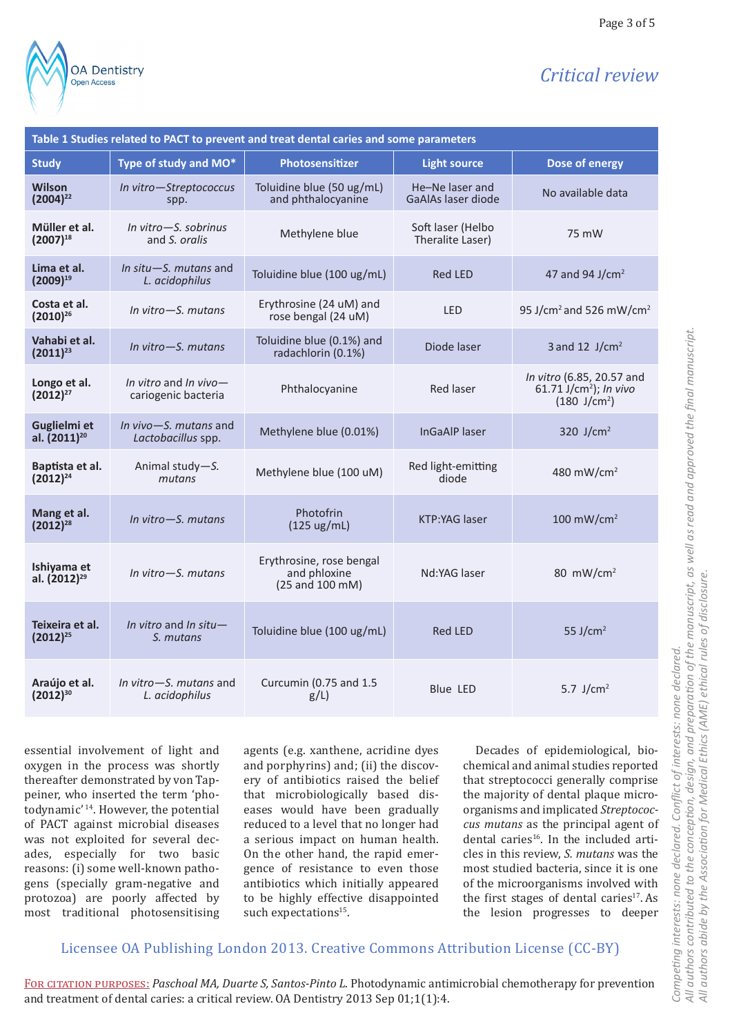**Table 1 Studies related to PACT to prevent and treat dental caries and some parameters**

| Study | Type of study and MO* | Photosensitizer | Light source | Dose of energy |
|---|---|---|---|---|
| Wilson (2004)[22] | *In vitro—Streptococcus* spp. | Toluidine blue (50 ug/mL) and phthalocyanine | He–Ne laser and GaAlAs laser diode | No available data |
| Müller et al. (2007)[18] | *In vitro—S. sobrinus* and *S. oralis* | Methylene blue | Soft laser (Helbo Theralite Laser) | 75 mW |
| Lima et al. (2009)[19] | *In situ—S. mutans* and *L. acidophilus* | Toluidine blue (100 ug/mL) | Red LED | 47 and 94 J/cm$^2$ |
| Costa et al. (2010)[26] | *In vitro—S. mutans* | Erythrosine (24 uM) and rose bengal (24 uM) | LED | 95 J/cm$^2$ and 526 mW/cm$^2$ |
| Vahabi et al. (2011)[23] | *In vitro—S. mutans* | Toluidine blue (0.1%) and radachlorin (0.1%) | Diode laser | 3 and 12 J/cm$^2$ |
| Longo et al. (2012)[27] | *In vitro* and *In vivo*—cariogenic bacteria | Phthalocyanine | Red laser | *In vitro* (6.85, 20.57 and 61.71 J/cm$^2$); *In vivo* (180 J/cm$^2$) |
| Guglielmi et al. (2011)[20] | *In vivo—S. mutans* and *Lactobacillus* spp. | Methylene blue (0.01%) | InGaAlP laser | 320 J/cm$^2$ |
| Baptista et al. (2012)[24] | Animal study—*S. mutans* | Methylene blue (100 uM) | Red light-emitting diode | 480 mW/cm$^2$ |
| Mang et al. (2012)[28] | *In vitro—S. mutans* | Photofrin (125 ug/mL) | KTP:YAG laser | 100 mW/cm$^2$ |
| Ishiyama et al. (2012)[29] | *In vitro—S. mutans* | Erythrosine, rose bengal and phloxine (25 and 100 mM) | Nd:YAG laser | 80 mW/cm$^2$ |
| Teixeira et al. (2012)[25] | *In vitro* and *In situ—S. mutans* | Toluidine blue (100 ug/mL) | Red LED | 55 J/cm$^2$ |
| Araújo et al. (2012)[30] | *In vitro—S. mutans* and *L. acidophilus* | Curcumin (0.75 and 1.5 g/L) | Blue LED | 5.7 J/cm$^2$ |

essential involvement of light and oxygen in the process was shortly thereafter demonstrated by von Tappeiner, who inserted the term 'photodynamic'[14]. However, the potential of PACT against microbial diseases was not exploited for several decades, especially for two basic reasons: (i) some well-known pathogens (specially gram-negative and protozoa) are poorly affected by most traditional photosensitising agents (e.g. xanthene, acridine dyes and porphyrins) and; (ii) the discovery of antibiotics raised the belief that microbiologically based diseases would have been gradually reduced to a level that no longer had a serious impact on human health. On the other hand, the rapid emergence of resistance to even those antibiotics which initially appeared to be highly effective disappointed such expectations[15].

Decades of epidemiological, biochemical and animal studies reported that streptococci generally comprise the majority of dental plaque microorganisms and implicated *Streptococcus mutans* as the principal agent of dental caries[16]. In the included articles in this review, *S. mutans* was the most studied bacteria, since it is one of the microorganisms involved with the first stages of dental caries[17]. As the lesion progresses to deeper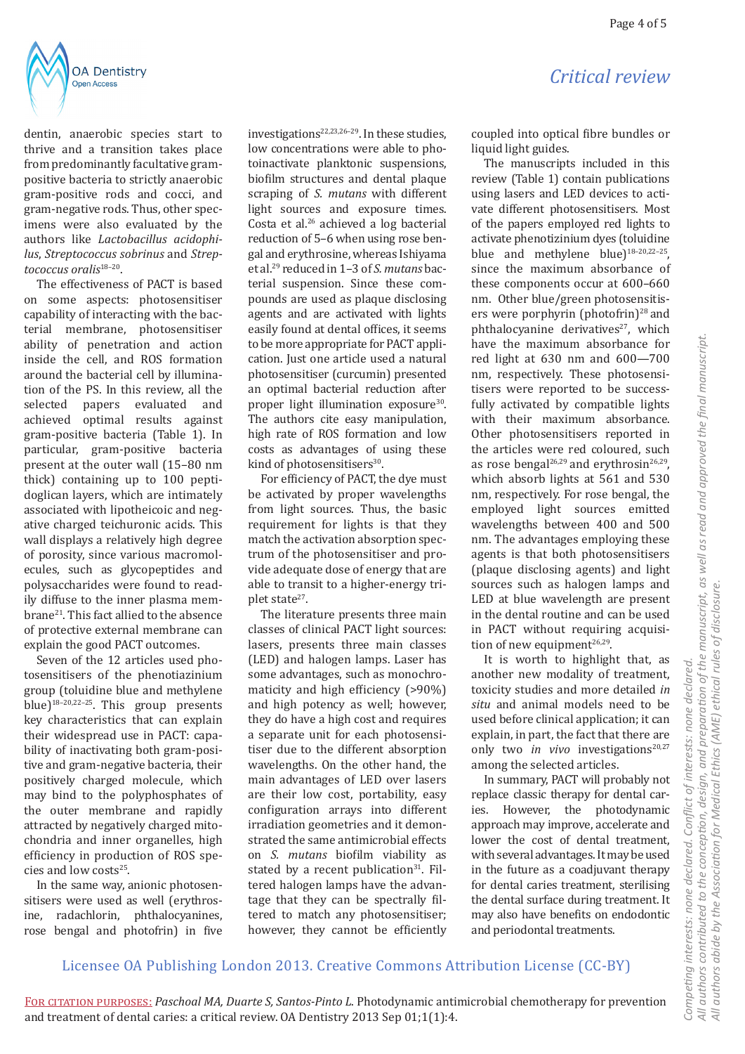dentin, anaerobic species start to thrive and a transition takes place from predominantly facultative gram-positive bacteria to strictly anaerobic gram-positive rods and cocci, and gram-negative rods. Thus, other specimens were also evaluated by the authors like *Lactobacillus acidophilus*, *Streptococcus sobrinus* and *Streptococcus oralis*[18–20].

The effectiveness of PACT is based on some aspects: photosensitiser capability of interacting with the bacterial membrane, photosensitiser ability of penetration and action inside the cell, and ROS formation around the bacterial cell by illumination of the PS. In this review, all the selected papers evaluated and achieved optimal results against gram-positive bacteria (Table 1). In particular, gram-positive bacteria present at the outer wall (15–80 nm thick) containing up to 100 peptidoglican layers, which are intimately associated with lipotheicoic and negative charged teichuronic acids. This wall displays a relatively high degree of porosity, since various macromolecules, such as glycopeptides and polysaccharides were found to readily diffuse to the inner plasma membrane[21]. This fact allied to the absence of protective external membrane can explain the good PACT outcomes.

Seven of the 12 articles used photosensitisers of the phenotiazinium group (toluidine blue and methylene blue)[18–20,22–25]. This group presents key characteristics that can explain their widespread use in PACT: capability of inactivating both gram-positive and gram-negative bacteria, their positively charged molecule, which may bind to the polyphosphates of the outer membrane and rapidly attracted by negatively charged mitochondria and inner organelles, high efficiency in production of ROS species and low costs[25].

In the same way, anionic photosensitisers were used as well (erythrosine, radachlorin, phthalocyanines, rose bengal and photofrin) in five investigations[22,23,26–29]. In these studies, low concentrations were able to photoinactivate planktonic suspensions, biofilm structures and dental plaque scraping of *S. mutans* with different light sources and exposure times. Costa et al.[26] achieved a log bacterial reduction of 5–6 when using rose bengal and erythrosine, whereas Ishiyama et al.[29] reduced in 1–3 of *S. mutans* bacterial suspension. Since these compounds are used as plaque disclosing agents and are activated with lights easily found at dental offices, it seems to be more appropriate for PACT application. Just one article used a natural photosensitiser (curcumin) presented an optimal bacterial reduction after proper light illumination exposure[30]. The authors cite easy manipulation, high rate of ROS formation and low costs as advantages of using these kind of photosensitisers[30].

For efficiency of PACT, the dye must be activated by proper wavelengths from light sources. Thus, the basic requirement for lights is that they match the activation absorption spectrum of the photosensitiser and provide adequate dose of energy that are able to transit to a higher-energy triplet state[27].

The literature presents three main classes of clinical PACT light sources: lasers, presents three main classes (LED) and halogen lamps. Laser has some advantages, such as monochromaticity and high efficiency (>90%) and high potency as well; however, they do have a high cost and requires a separate unit for each photosensitiser due to the different absorption wavelengths. On the other hand, the main advantages of LED over lasers are their low cost, portability, easy configuration arrays into different irradiation geometries and it demonstrated the same antimicrobial effects on *S. mutans* biofilm viability as stated by a recent publication[31]. Filtered halogen lamps have the advantage that they can be spectrally filtered to match any photosensitiser; however, they cannot be efficiently coupled into optical fibre bundles or liquid light guides.

The manuscripts included in this review (Table 1) contain publications using lasers and LED devices to activate different photosensitisers. Most of the papers employed red lights to activate phenotizinium dyes (toluidine blue and methylene blue)[18–20,22–25], since the maximum absorbance of these components occur at 600–660 nm. Other blue/green photosensitisers were porphyrin (photofrin)[28] and phthalocyanine derivatives[27], which have the maximum absorbance for red light at 630 nm and 600—700 nm, respectively. These photosensitisers were reported to be successfully activated by compatible lights with their maximum absorbance. Other photosensitisers reported in the articles were red coloured, such as rose bengal[26,29] and erythrosin[26,29], which absorb lights at 561 and 530 nm, respectively. For rose bengal, the employed light sources emitted wavelengths between 400 and 500 nm. The advantages employing these agents is that both photosensitisers (plaque disclosing agents) and light sources such as halogen lamps and LED at blue wavelength are present in the dental routine and can be used in PACT without requiring acquisition of new equipment[26,29].

It is worth to highlight that, as another new modality of treatment, toxicity studies and more detailed *in situ* and animal models need to be used before clinical application; it can explain, in part, the fact that there are only two *in vivo* investigations[20,27] among the selected articles.

In summary, PACT will probably not replace classic therapy for dental caries. However, the photodynamic approach may improve, accelerate and lower the cost of dental treatment, with several advantages. It may be used in the future as a coadjuvant therapy for dental caries treatment, sterilising the dental surface during treatment. It may also have benefits on endodontic and periodontal treatments.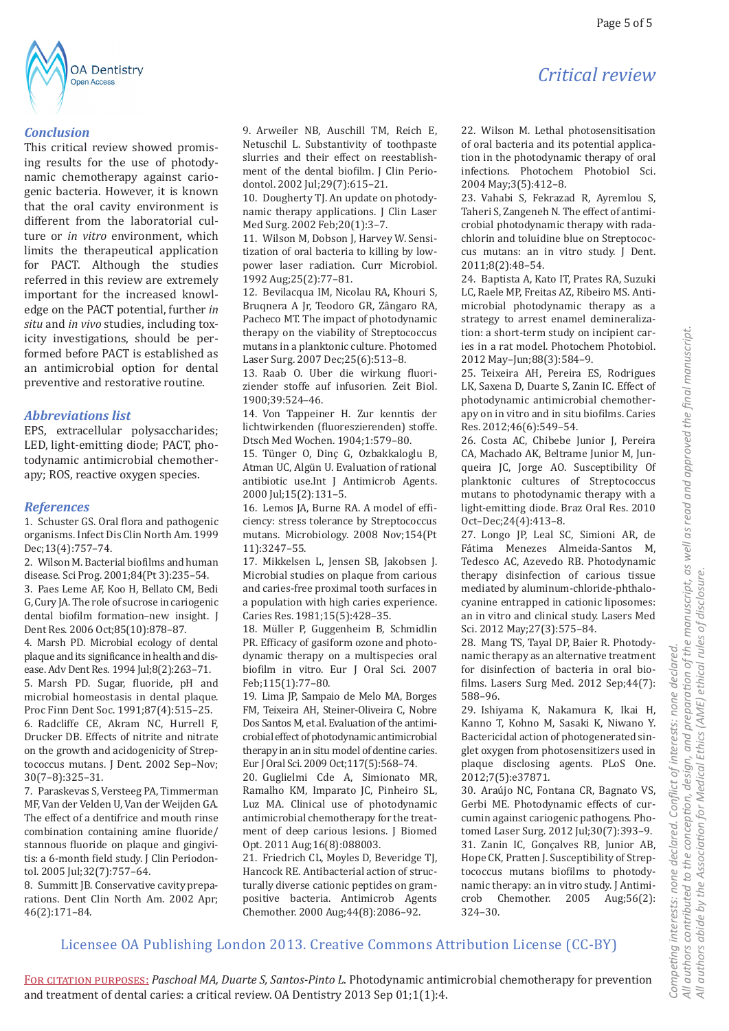## Conclusion

This critical review showed promising results for the use of photodynamic chemotherapy against cariogenic bacteria. However, it is known that the oral cavity environment is different from the laboratorial culture or *in vitro* environment, which limits the therapeutical application for PACT. Although the studies referred in this review are extremely important for the increased knowledge on the PACT potential, further *in situ* and *in vivo* studies, including toxicity investigations, should be performed before PACT is established as an antimicrobial option for dental preventive and restorative routine.

## Abbreviations list

EPS, extracellular polysaccharides; LED, light-emitting diode; PACT, photodynamic antimicrobial chemotherapy; ROS, reactive oxygen species.

## References

1. Schuster GS. Oral flora and pathogenic organisms. Infect Dis Clin North Am. 1999 Dec;13(4):757–74.
2. Wilson M. Bacterial biofilms and human disease. Sci Prog. 2001;84(Pt 3):235–54.
3. Paes Leme AF, Koo H, Bellato CM, Bedi G, Cury JA. The role of sucrose in cariogenic dental biofilm formation–new insight. J Dent Res. 2006 Oct;85(10):878–87.
4. Marsh PD. Microbial ecology of dental plaque and its significance in health and disease. Adv Dent Res. 1994 Jul;8(2):263–71.
5. Marsh PD. Sugar, fluoride, pH and microbial homeostasis in dental plaque. Proc Finn Dent Soc. 1991;87(4):515–25.
6. Radcliffe CE, Akram NC, Hurrell F, Drucker DB. Effects of nitrite and nitrate on the growth and acidogenicity of Streptococcus mutans. J Dent. 2002 Sep–Nov;30(7–8):325–31.
7. Paraskevas S, Versteeg PA, Timmerman MF, Van der Velden U, Van der Weijden GA. The effect of a dentifrice and mouth rinse combination containing amine fluoride/stannous fluoride on plaque and gingivitis: a 6-month field study. J Clin Periodontol. 2005 Jul;32(7):757–64.
8. Summitt JB. Conservative cavity preparations. Dent Clin North Am. 2002 Apr;46(2):171–84.
9. Arweiler NB, Auschill TM, Reich E, Netuschil L. Substantivity of toothpaste slurries and their effect on reestablishment of the dental biofilm. J Clin Periodontol. 2002 Jul;29(7):615–21.
10. Dougherty TJ. An update on photodynamic therapy applications. J Clin Laser Med Surg. 2002 Feb;20(1):3–7.
11. Wilson M, Dobson J, Harvey W. Sensitization of oral bacteria to killing by low-power laser radiation. Curr Microbiol. 1992 Aug;25(2):77–81.
12. Bevilacqua IM, Nicolau RA, Khouri S, Bruqnera A Jr, Teodoro GR, Zângaro RA, Pacheco MT. The impact of photodynamic therapy on the viability of Streptococcus mutans in a planktonic culture. Photomed Laser Surg. 2007 Dec;25(6):513–8.
13. Raab O. Uber die wirkung fluorizierder stoffe auf infusorien. Zeit Biol. 1900;39:524–46.
14. Von Tappeiner H. Zur kenntis der lichtwirkenden (fluoreszierenden) stoffe. Dtsch Med Wochen. 1904;1:579–80.
15. Tünger O, Dinç G, Ozbakkaloglu B, Atman UC, Algün U. Evaluation of rational antibiotic use.Int J Antimicrob Agents. 2000 Jul;15(2):131–5.
16. Lemos JA, Burne RA. A model of efficiency: stress tolerance by Streptococcus mutans. Microbiology. 2008 Nov;154(Pt 11):3247–55.
17. Mikkelsen L, Jensen SB, Jakobsen J. Microbial studies on plaque from carious and caries-free proximal tooth surfaces in a population with high caries experience. Caries Res. 1981;15(5):428–35.
18. Müller P, Guggenheim B, Schmidlin PR. Efficacy of gasiform ozone and photodynamic therapy on a multispecies oral biofilm in vitro. Eur J Oral Sci. 2007 Feb;115(1):77–80.
19. Lima JP, Sampaio de Melo MA, Borges FM, Teixeira AH, Steiner-Oliveira C, Nobre Dos Santos M, et al. Evaluation of the antimicrobial effect of photodynamic antimicrobial therapy in an in situ model of dentine caries. Eur J Oral Sci. 2009 Oct;117(5):568–74.
20. Guglielmi Cde A, Simionato MR, Ramalho KM, Imparato JC, Pinheiro SL, Luz MA. Clinical use of photodynamic antimicrobial chemotherapy for the treatment of deep carious lesions. J Biomed Opt. 2011 Aug;16(8):088003.
21. Friedrich CL, Moyles D, Beveridge TJ, Hancock RE. Antibacterial action of structurally diverse cationic peptides on gram-positive bacteria. Antimicrob Agents Chemother. 2000 Aug;44(8):2086–92.
22. Wilson M. Lethal photosensitisation of oral bacteria and its potential application in the photodynamic therapy of oral infections. Photochem Photobiol Sci. 2004 May;3(5):412–8.
23. Vahabi S, Fekrazad R, Ayremlou S, Taheri S, Zangeneh N. The effect of antimicrobial photodynamic therapy with radachlorin and toluidine blue on Streptococcus mutans: an in vitro study. J Dent. 2011;8(2):48–54.
24. Baptista A, Kato IT, Prates RA, Suzuki LC, Raele MP, Freitas AZ, Ribeiro MS. Antimicrobial photodynamic therapy as a strategy to arrest enamel demineralization: a short-term study on incipient caries in a rat model. Photochem Photobiol. 2012 May–Jun;88(3):584–9.
25. Teixeira AH, Pereira ES, Rodrigues LK, Saxena D, Duarte S, Zanin IC. Effect of photodynamic antimicrobial chemotherapy on in vitro and in situ biofilms. Caries Res. 2012;46(6):549–54.
26. Costa AC, Chibebe Junior J, Pereira CA, Machado AK, Beltrame Junior M, Junqueira JC, Jorge AO. Susceptibility Of planktonic cultures of Streptococcus mutans to photodynamic therapy with a light-emitting diode. Braz Oral Res. 2010 Oct–Dec;24(4):413–8.
27. Longo JP, Leal SC, Simioni AR, de Fátima Menezes Almeida-Santos M, Tedesco AC, Azevedo RB. Photodynamic therapy disinfection of carious tissue mediated by aluminum-chloride-phthalocyanine entrapped in cationic liposomes: an in vitro and clinical study. Lasers Med Sci. 2012 May;27(3):575–84.
28. Mang TS, Tayal DP, Baier R. Photodynamic therapy as an alternative treatment for disinfection of bacteria in oral biofilms. Lasers Surg Med. 2012 Sep;44(7):588–96.
29. Ishiyama K, Nakamura K, Ikai H, Kanno T, Kohno M, Sasaki K, Niwano Y. Bactericidal action of photogenerated singlet oxygen from photosensitizers used in plaque disclosing agents. PLoS One. 2012;7(5):e37871.
30. Araújo NC, Fontana CR, Bagnato VS, Gerbi ME. Photodynamic effects of curcumin against cariogenic pathogens. Photomed Laser Surg. 2012 Jul;30(7):393–9.
31. Zanin IC, Gonçalves RB, Junior AB, Hope CK, Pratten J. Susceptibility of Streptococcus mutans biofilms to photodynamic therapy: an in vitro study. J Antimicrob Chemother. 2005 Aug;56(2):324–30.

Licensee OA Publishing London 2013. Creative Commons Attribution License (CC-BY)

FOR CITATION PURPOSES: *Paschoal MA, Duarte S, Santos-Pinto L*. Photodynamic antimicrobial chemotherapy for prevention and treatment of dental caries: a critical review. OA Dentistry 2013 Sep 01;1(1):4.

*Competing interests: none declared. Conflict of interests: none declared.*
*All authors contributed to the conception, design, and preparation of the manuscript, as well as read and approved the final manuscript.*
*All authors abide by the Association for Medical Ethics (AME) ethical rules of disclosure.*